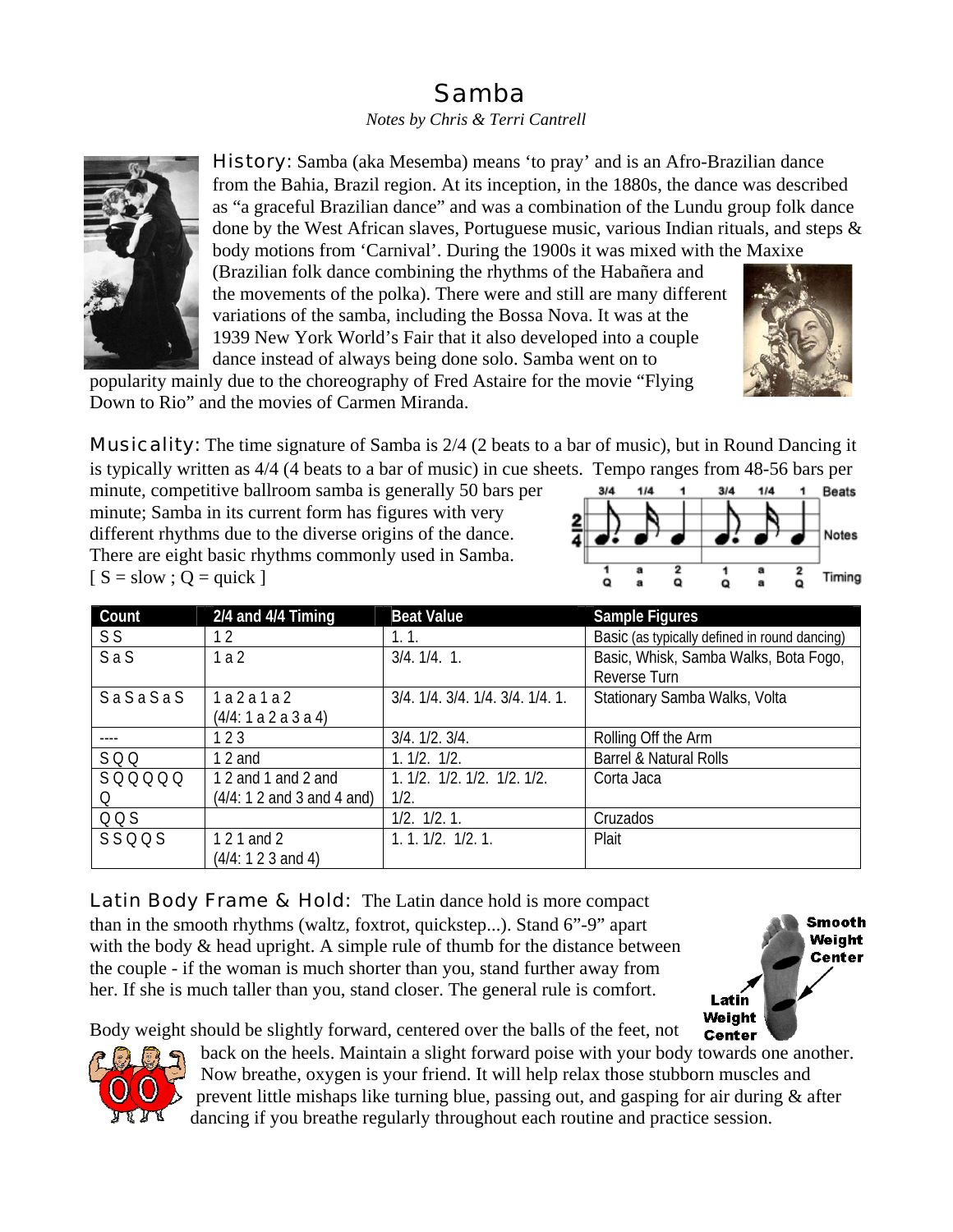# Samba

*Notes by Chris & Terri Cantrell*

**History:** Samba (aka Mesemba) means 'to pray' and is an Afro-Brazilian dance from the Bahia, Brazil region. At its inception, in the 1880s, the dance was described as "a graceful Brazilian dance" and was a combination of the Lundu group folk dance done by the West African slaves, Portuguese music, various Indian rituals, and steps & body motions from 'Carnival'. During the 1900s it was mixed with the Maxixe (Brazilian folk dance combining the rhythms of the Habañera and the movements of the polka). There were and still are many different variations of the samba, including the Bossa Nova. It was at the 1939 New York World's Fair that it also developed into a couple dance instead of always being done solo. Samba went on to popularity mainly due to the choreography of Fred Astaire for the movie "Flying Down to Rio" and the movies of Carmen Miranda.

**Musicality:** The time signature of Samba is 2/4 (2 beats to a bar of music), but in Round Dancing it is typically written as 4/4 (4 beats to a bar of music) in cue sheets. Tempo ranges from 48-56 bars per minute, competitive ballroom samba is generally 50 bars per minute; Samba in its current form has figures with very different rhythms due to the diverse origins of the dance. There are eight basic rhythms commonly used in Samba.
[ S = slow ; Q = quick ]

| Count | 2/4 and 4/4 Timing | Beat Value | Sample Figures |
|---|---|---|---|
| S S | 1 2 | 1. 1. | Basic (as typically defined in round dancing) |
| S a S | 1 a 2 | 3/4. 1/4. 1. | Basic, Whisk, Samba Walks, Bota Fogo, Reverse Turn |
| S a S a S a S | 1 a 2 a 1 a 2 (4/4: 1 a 2 a 3 a 4) | 3/4. 1/4. 3/4. 1/4. 3/4. 1/4. 1. | Stationary Samba Walks, Volta |
| ---- | 1 2 3 | 3/4. 1/2. 3/4. | Rolling Off the Arm |
| S Q Q | 1 2 and | 1. 1/2. 1/2. | Barrel & Natural Rolls |
| S Q Q Q Q Q Q | 1 2 and 1 and 2 and (4/4: 1 2 and 3 and 4 and) | 1. 1/2. 1/2. 1/2. 1/2. 1/2. 1/2. | Corta Jaca |
| Q Q S | | 1/2. 1/2. 1. | Cruzados |
| S S Q Q S | 1 2 1 and 2 (4/4: 1 2 3 and 4) | 1. 1. 1/2. 1/2. 1. | Plait |

**Latin Body Frame & Hold:** The Latin dance hold is more compact than in the smooth rhythms (waltz, foxtrot, quickstep...). Stand 6"-9" apart with the body & head upright. A simple rule of thumb for the distance between the couple - if the woman is much shorter than you, stand further away from her. If she is much taller than you, stand closer. The general rule is comfort.

Body weight should be slightly forward, centered over the balls of the feet, not back on the heels. Maintain a slight forward poise with your body towards one another. Now breathe, oxygen is your friend. It will help relax those stubborn muscles and prevent little mishaps like turning blue, passing out, and gasping for air during & after dancing if you breathe regularly throughout each routine and practice session.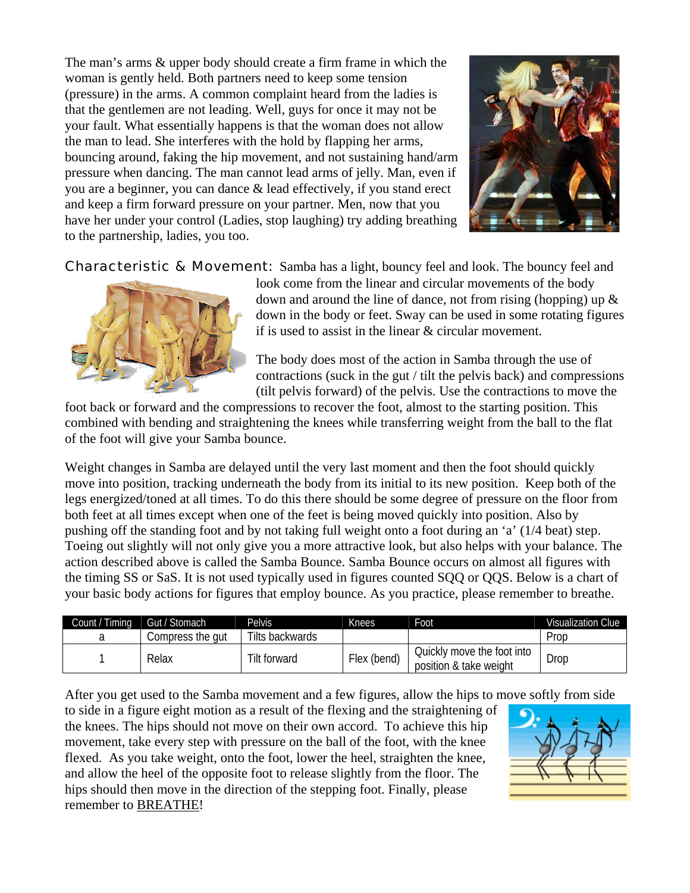The man's arms & upper body should create a firm frame in which the woman is gently held. Both partners need to keep some tension (pressure) in the arms. A common complaint heard from the ladies is that the gentlemen are not leading. Well, guys for once it may not be your fault. What essentially happens is that the woman does not allow the man to lead. She interferes with the hold by flapping her arms, bouncing around, faking the hip movement, and not sustaining hand/arm pressure when dancing. The man cannot lead arms of jelly. Man, even if you are a beginner, you can dance & lead effectively, if you stand erect and keep a firm forward pressure on your partner. Men, now that you have her under your control (Ladies, stop laughing) try adding breathing to the partnership, ladies, you too.

**Characteristic & Movement:** Samba has a light, bouncy feel and look. The bouncy feel and look come from the linear and circular movements of the body down and around the line of dance, not from rising (hopping) up & down in the body or feet. Sway can be used in some rotating figures if is used to assist in the linear & circular movement.

The body does most of the action in Samba through the use of contractions (suck in the gut / tilt the pelvis back) and compressions (tilt pelvis forward) of the pelvis. Use the contractions to move the foot back or forward and the compressions to recover the foot, almost to the starting position. This combined with bending and straightening the knees while transferring weight from the ball to the flat of the foot will give your Samba bounce.

Weight changes in Samba are delayed until the very last moment and then the foot should quickly move into position, tracking underneath the body from its initial to its new position. Keep both of the legs energized/toned at all times. To do this there should be some degree of pressure on the floor from both feet at all times except when one of the feet is being moved quickly into position. Also by pushing off the standing foot and by not taking full weight onto a foot during an 'a' (1/4 beat) step. Toeing out slightly will not only give you a more attractive look, but also helps with your balance. The action described above is called the Samba Bounce. Samba Bounce occurs on almost all figures with the timing SS or SaS. It is not used typically used in figures counted SQQ or QQS. Below is a chart of your basic body actions for figures that employ bounce. As you practice, please remember to breathe.

| Count / Timing | Gut / Stomach | Pelvis | Knees | Foot | Visualization Clue |
|---|---|---|---|---|---|
| a | Compress the gut | Tilts backwards | | | Prop |
| 1 | Relax | Tilt forward | Flex (bend) | Quickly move the foot into position & take weight | Drop |

After you get used to the Samba movement and a few figures, allow the hips to move softly from side to side in a figure eight motion as a result of the flexing and the straightening of the knees. The hips should not move on their own accord. To achieve this hip movement, take every step with pressure on the ball of the foot, with the knee flexed. As you take weight, onto the foot, lower the heel, straighten the knee, and allow the heel of the opposite foot to release slightly from the floor. The hips should then move in the direction of the stepping foot. Finally, please remember to BREATHE!